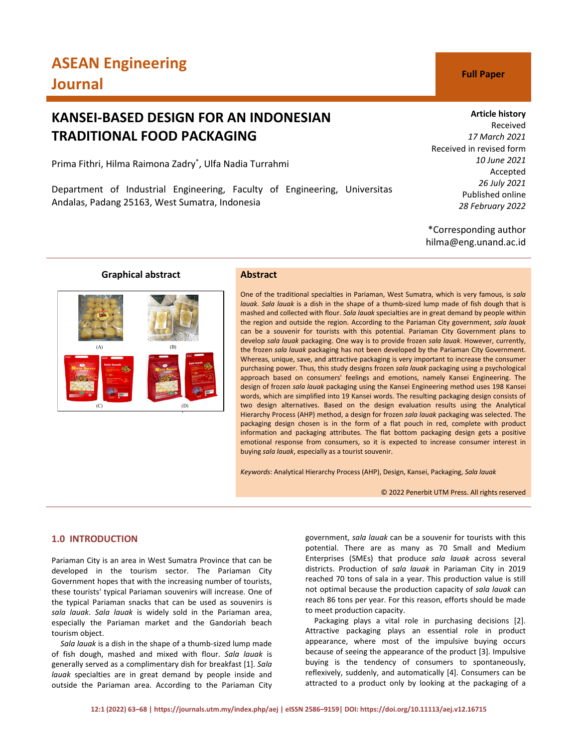ASEAN Engineering Journal

Full Paper

# KANSEI-BASED DESIGN FOR AN INDONESIAN TRADITIONAL FOOD PACKAGING

Prima Fithri, Hilma Raimona Zadry*, Ulfa Nadia Turrahmi

Department of Industrial Engineering, Faculty of Engineering, Universitas Andalas, Padang 25163, West Sumatra, Indonesia

**Article history**
Received
*17 March 2021*
Received in revised form
*10 June 2021*
Accepted
*26 July 2021*
Published online
*28 February 2022*

*Corresponding author
hilma@eng.unand.ac.id

**Graphical abstract**

(A) (B) (C) (D)

## Abstract

One of the traditional specialties in Pariaman, West Sumatra, which is very famous, is *sala lauak*. *Sala lauak* is a dish in the shape of a thumb-sized lump made of fish dough that is mashed and collected with flour. *Sala lauak* specialties are in great demand by people within the region and outside the region. According to the Pariaman City government, *sala lauak* can be a souvenir for tourists with this potential. Pariaman City Government plans to develop *sala lauak* packaging. One way is to provide frozen *sala lauak*. However, currently, the frozen *sala lauak* packaging has not been developed by the Pariaman City Government. Whereas, unique, save, and attractive packaging is very important to increase the consumer purchasing power. Thus, this study designs frozen *sala lauak* packaging using a psychological approach based on consumers' feelings and emotions, namely Kansei Engineering. The design of frozen *sala lauak* packaging using the Kansei Engineering method uses 198 Kansei words, which are simplified into 19 Kansei words. The resulting packaging design consists of two design alternatives. Based on the design evaluation results using the Analytical Hierarchy Process (AHP) method, a design for frozen *sala lauak* packaging was selected. The packaging design chosen is in the form of a flat pouch in red, complete with product information and packaging attributes. The flat bottom packaging design gets a positive emotional response from consumers, so it is expected to increase consumer interest in buying *sala lauak*, especially as a tourist souvenir.

*Keywords*: Analytical Hierarchy Process (AHP), Design, Kansei, Packaging, *Sala lauak*

© 2022 Penerbit UTM Press. All rights reserved

## 1.0 INTRODUCTION

Pariaman City is an area in West Sumatra Province that can be developed in the tourism sector. The Pariaman City Government hopes that with the increasing number of tourists, these tourists' typical Pariaman souvenirs will increase. One of the typical Pariaman snacks that can be used as souvenirs is *sala lauak*. *Sala lauak* is widely sold in the Pariaman area, especially the Pariaman market and the Gandoriah beach tourism object.

*Sala lauak* is a dish in the shape of a thumb-sized lump made of fish dough, mashed and mixed with flour. *Sala lauak* is generally served as a complimentary dish for breakfast [1]. *Sala lauak* specialties are in great demand by people inside and outside the Pariaman area. According to the Pariaman City government, *sala lauak* can be a souvenir for tourists with this potential. There are as many as 70 Small and Medium Enterprises (SMEs) that produce *sala lauak* across several districts. Production of *sala lauak* in Pariaman City in 2019 reached 70 tons of sala in a year. This production value is still not optimal because the production capacity of *sala lauak* can reach 86 tons per year. For this reason, efforts should be made to meet production capacity.

Packaging plays a vital role in purchasing decisions [2]. Attractive packaging plays an essential role in product appearance, where most of the impulsive buying occurs because of seeing the appearance of the product [3]. Impulsive buying is the tendency of consumers to spontaneously, reflexively, suddenly, and automatically [4]. Consumers can be attracted to a product only by looking at the packaging of a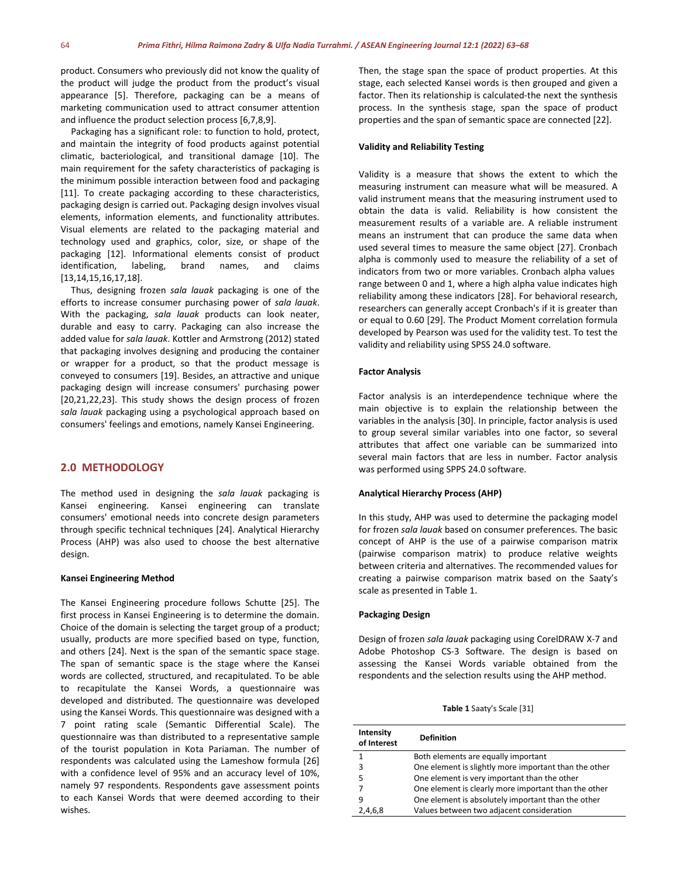product. Consumers who previously did not know the quality of the product will judge the product from the product's visual appearance [5]. Therefore, packaging can be a means of marketing communication used to attract consumer attention and influence the product selection process [6,7,8,9].

Packaging has a significant role: to function to hold, protect, and maintain the integrity of food products against potential climatic, bacteriological, and transitional damage [10]. The main requirement for the safety characteristics of packaging is the minimum possible interaction between food and packaging [11]. To create packaging according to these characteristics, packaging design is carried out. Packaging design involves visual elements, information elements, and functionality attributes. Visual elements are related to the packaging material and technology used and graphics, color, size, or shape of the packaging [12]. Informational elements consist of product identification, labeling, brand names, and claims [13,14,15,16,17,18].

Thus, designing frozen *sala lauak* packaging is one of the efforts to increase consumer purchasing power of *sala lauak*. With the packaging, *sala lauak* products can look neater, durable and easy to carry. Packaging can also increase the added value for *sala lauak*. Kottler and Armstrong (2012) stated that packaging involves designing and producing the container or wrapper for a product, so that the product message is conveyed to consumers [19]. Besides, an attractive and unique packaging design will increase consumers' purchasing power [20,21,22,23]. This study shows the design process of frozen *sala lauak* packaging using a psychological approach based on consumers' feelings and emotions, namely Kansei Engineering.

## 2.0 METHODOLOGY

The method used in designing the *sala lauak* packaging is Kansei engineering. Kansei engineering can translate consumers' emotional needs into concrete design parameters through specific technical techniques [24]. Analytical Hierarchy Process (AHP) was also used to choose the best alternative design.

### Kansei Engineering Method

The Kansei Engineering procedure follows Schutte [25]. The first process in Kansei Engineering is to determine the domain. Choice of the domain is selecting the target group of a product; usually, products are more specified based on type, function, and others [24]. Next is the span of the semantic space stage. The span of semantic space is the stage where the Kansei words are collected, structured, and recapitulated. To be able to recapitulate the Kansei Words, a questionnaire was developed and distributed. The questionnaire was developed using the Kansei Words. This questionnaire was designed with a 7 point rating scale (Semantic Differential Scale). The questionnaire was than distributed to a representative sample of the tourist population in Kota Pariaman. The number of respondents was calculated using the Lameshow formula [26] with a confidence level of 95% and an accuracy level of 10%, namely 97 respondents. Respondents gave assessment points to each Kansei Words that were deemed according to their wishes.

Then, the stage span the space of product properties. At this stage, each selected Kansei words is then grouped and given a factor. Then its relationship is calculated-the next the synthesis process. In the synthesis stage, span the space of product properties and the span of semantic space are connected [22].

### Validity and Reliability Testing

Validity is a measure that shows the extent to which the measuring instrument can measure what will be measured. A valid instrument means that the measuring instrument used to obtain the data is valid. Reliability is how consistent the measurement results of a variable are. A reliable instrument means an instrument that can produce the same data when used several times to measure the same object [27]. Cronbach alpha is commonly used to measure the reliability of a set of indicators from two or more variables. Cronbach alpha values range between 0 and 1, where a high alpha value indicates high reliability among these indicators [28]. For behavioral research, researchers can generally accept Cronbach's if it is greater than or equal to 0.60 [29]. The Product Moment correlation formula developed by Pearson was used for the validity test. To test the validity and reliability using SPSS 24.0 software.

### Factor Analysis

Factor analysis is an interdependence technique where the main objective is to explain the relationship between the variables in the analysis [30]. In principle, factor analysis is used to group several similar variables into one factor, so several attributes that affect one variable can be summarized into several main factors that are less in number. Factor analysis was performed using SPPS 24.0 software.

### Analytical Hierarchy Process (AHP)

In this study, AHP was used to determine the packaging model for frozen *sala lauak* based on consumer preferences. The basic concept of AHP is the use of a pairwise comparison matrix (pairwise comparison matrix) to produce relative weights between criteria and alternatives. The recommended values for creating a pairwise comparison matrix based on the Saaty's scale as presented in Table 1.

### Packaging Design

Design of frozen *sala lauak* packaging using CorelDRAW X-7 and Adobe Photoshop CS-3 Software. The design is based on assessing the Kansei Words variable obtained from the respondents and the selection results using the AHP method.

**Table 1** Saaty's Scale [31]

| Intensity of Interest | Definition |
|---|---|
| 1 | Both elements are equally important |
| 3 | One element is slightly more important than the other |
| 5 | One element is very important than the other |
| 7 | One element is clearly more important than the other |
| 9 | One element is absolutely important than the other |
| 2,4,6,8 | Values between two adjacent consideration |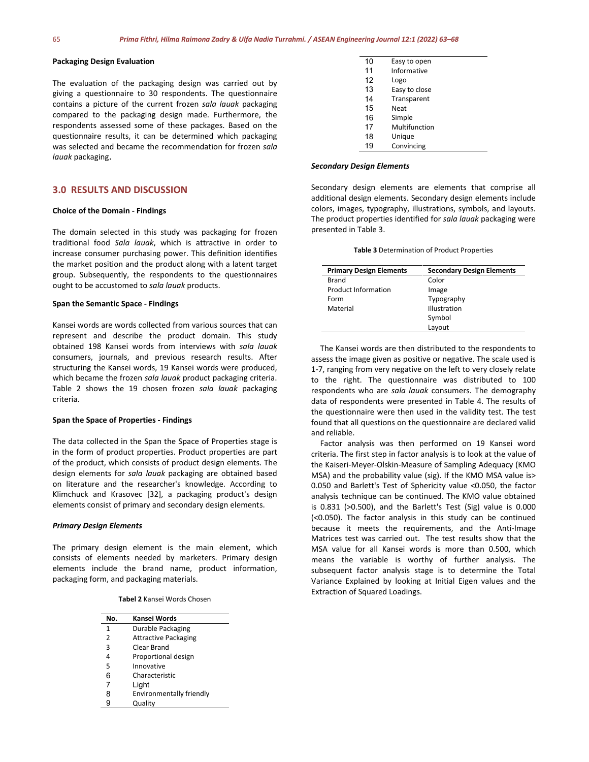### Packaging Design Evaluation

The evaluation of the packaging design was carried out by giving a questionnaire to 30 respondents. The questionnaire contains a picture of the current frozen *sala lauak* packaging compared to the packaging design made. Furthermore, the respondents assessed some of these packages. Based on the questionnaire results, it can be determined which packaging was selected and became the recommendation for frozen *sala lauak* packaging.

## 3.0 RESULTS AND DISCUSSION

### Choice of the Domain - Findings

The domain selected in this study was packaging for frozen traditional food *Sala lauak*, which is attractive in order to increase consumer purchasing power. This definition identifies the market position and the product along with a latent target group. Subsequently, the respondents to the questionnaires ought to be accustomed to *sala lauak* products.

### Span the Semantic Space - Findings

Kansei words are words collected from various sources that can represent and describe the product domain. This study obtained 198 Kansei words from interviews with *sala lauak* consumers, journals, and previous research results. After structuring the Kansei words, 19 Kansei words were produced, which became the frozen *sala lauak* product packaging criteria. Table 2 shows the 19 chosen frozen *sala lauak* packaging criteria.

### Span the Space of Properties - Findings

The data collected in the Span the Space of Properties stage is in the form of product properties. Product properties are part of the product, which consists of product design elements. The design elements for *sala lauak* packaging are obtained based on literature and the researcher's knowledge. According to Klimchuck and Krasovec [32], a packaging product's design elements consist of primary and secondary design elements.

#### *Primary Design Elements*

The primary design element is the main element, which consists of elements needed by marketers. Primary design elements include the brand name, product information, packaging form, and packaging materials.

**Tabel 2** Kansei Words Chosen

| No. | Kansei Words |
|---|---|
| 1 | Durable Packaging |
| 2 | Attractive Packaging |
| 3 | Clear Brand |
| 4 | Proportional design |
| 5 | Innovative |
| 6 | Characteristic |
| 7 | Light |
| 8 | Environmentally friendly |
| 9 | Quality |
| 10 | Easy to open |
| 11 | Informative |
| 12 | Logo |
| 13 | Easy to close |
| 14 | Transparent |
| 15 | Neat |
| 16 | Simple |
| 17 | Multifunction |
| 18 | Unique |
| 19 | Convincing |

#### *Secondary Design Elements*

Secondary design elements are elements that comprise all additional design elements. Secondary design elements include colors, images, typography, illustrations, symbols, and layouts. The product properties identified for *sala lauak* packaging were presented in Table 3.

**Table 3** Determination of Product Properties

| Primary Design Elements | Secondary Design Elements |
|---|---|
| Brand | Color |
| Product Information | Image |
| Form | Typography |
| Material | Illustration |
| | Symbol |
| | Layout |

The Kansei words are then distributed to the respondents to assess the image given as positive or negative. The scale used is 1-7, ranging from very negative on the left to very closely relate to the right. The questionnaire was distributed to 100 respondents who are *sala lauak* consumers. The demography data of respondents were presented in Table 4. The results of the questionnaire were then used in the validity test. The test found that all questions on the questionnaire are declared valid and reliable.

Factor analysis was then performed on 19 Kansei word criteria. The first step in factor analysis is to look at the value of the Kaiseri-Meyer-Olskin-Measure of Sampling Adequacy (KMO MSA) and the probability value (sig). If the KMO MSA value is> 0.050 and Barlett's Test of Sphericity value <0.050, the factor analysis technique can be continued. The KMO value obtained is 0.831 (>0.500), and the Barlett's Test (Sig) value is 0.000 (<0.050). The factor analysis in this study can be continued because it meets the requirements, and the Anti-Image Matrices test was carried out. The test results show that the MSA value for all Kansei words is more than 0.500, which means the variable is worthy of further analysis. The subsequent factor analysis stage is to determine the Total Variance Explained by looking at Initial Eigen values and the Extraction of Squared Loadings.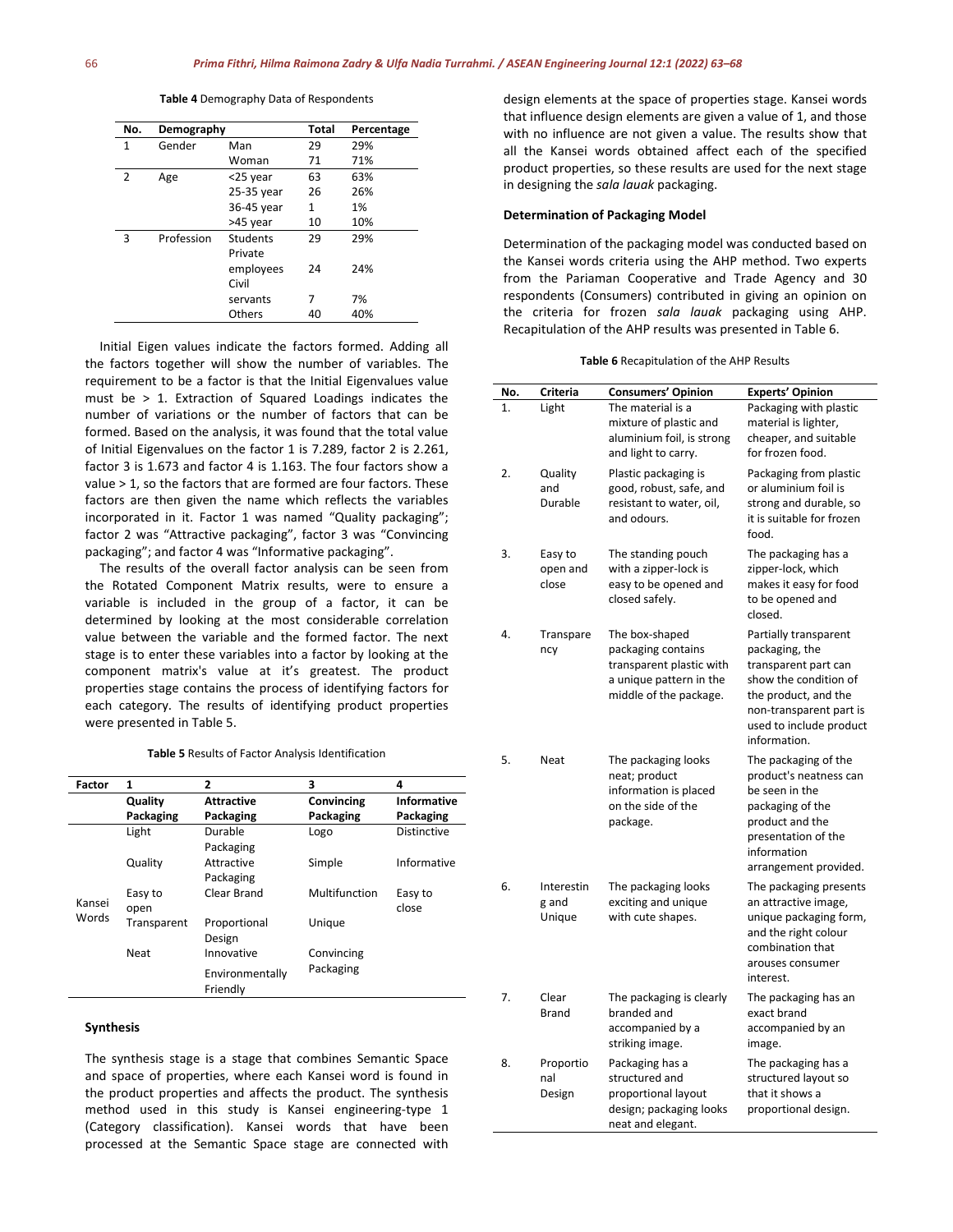Table 4 Demography Data of Respondents

| No. | Demography | | Total | Percentage |
|---|---|---|---|---|
| 1 | Gender | Man | 29 | 29% |
| | | Woman | 71 | 71% |
| 2 | Age | <25 year | 63 | 63% |
| | | 25-35 year | 26 | 26% |
| | | 36-45 year | 1 | 1% |
| | | >45 year | 10 | 10% |
| 3 | Profession | Students | 29 | 29% |
| | | Private employees | 24 | 24% |
| | | Civil servants | 7 | 7% |
| | | Others | 40 | 40% |

Initial Eigen values indicate the factors formed. Adding all the factors together will show the number of variables. The requirement to be a factor is that the Initial Eigenvalues value must be > 1. Extraction of Squared Loadings indicates the number of variations or the number of factors that can be formed. Based on the analysis, it was found that the total value of Initial Eigenvalues on the factor 1 is 7.289, factor 2 is 2.261, factor 3 is 1.673 and factor 4 is 1.163. The four factors show a value > 1, so the factors that are formed are four factors. These factors are then given the name which reflects the variables incorporated in it. Factor 1 was named "Quality packaging"; factor 2 was "Attractive packaging", factor 3 was "Convincing packaging"; and factor 4 was "Informative packaging".

The results of the overall factor analysis can be seen from the Rotated Component Matrix results, were to ensure a variable is included in the group of a factor, it can be determined by looking at the most considerable correlation value between the variable and the formed factor. The next stage is to enter these variables into a factor by looking at the component matrix's value at it's greatest. The product properties stage contains the process of identifying factors for each category. The results of identifying product properties were presented in Table 5.

Table 5 Results of Factor Analysis Identification

| Factor | 1 | 2 | 3 | 4 |
|---|---|---|---|---|
| | **Quality Packaging** | **Attractive Packaging** | **Convincing Packaging** | **Informative Packaging** |
| Kansei Words | Light | Durable Packaging | Logo | Distinctive |
| | Quality | Attractive Packaging | Simple | Informative |
| | Easy to open | Clear Brand | Multifunction | Easy to close |
| | Transparent | Proportional Design | Unique | |
| | Neat | Innovative | Convincing Packaging | |
| | | Environmentally Friendly | | |

### Synthesis

The synthesis stage is a stage that combines Semantic Space and space of properties, where each Kansei word is found in the product properties and affects the product. The synthesis method used in this study is Kansei engineering-type 1 (Category classification). Kansei words that have been processed at the Semantic Space stage are connected with design elements at the space of properties stage. Kansei words that influence design elements are given a value of 1, and those with no influence are not given a value. The results show that all the Kansei words obtained affect each of the specified product properties, so these results are used for the next stage in designing the *sala lauak* packaging.

### Determination of Packaging Model

Determination of the packaging model was conducted based on the Kansei words criteria using the AHP method. Two experts from the Pariaman Cooperative and Trade Agency and 30 respondents (Consumers) contributed in giving an opinion on the criteria for frozen *sala lauak* packaging using AHP. Recapitulation of the AHP results was presented in Table 6.

Table 6 Recapitulation of the AHP Results

| No. | Criteria | Consumers' Opinion | Experts' Opinion |
|---|---|---|---|
| 1. | Light | The material is a mixture of plastic and aluminium foil, is strong and light to carry. | Packaging with plastic material is lighter, cheaper, and suitable for frozen food. |
| 2. | Quality and Durable | Plastic packaging is good, robust, safe, and resistant to water, oil, and odours. | Packaging from plastic or aluminium foil is strong and durable, so it is suitable for frozen food. |
| 3. | Easy to open and close | The standing pouch with a zipper-lock is easy to be opened and closed safely. | The packaging has a zipper-lock, which makes it easy for food to be opened and closed. |
| 4. | Transparency | The box-shaped packaging contains transparent plastic with a unique pattern in the middle of the package. | Partially transparent packaging, the transparent part can show the condition of the product, and the non-transparent part is used to include product information. |
| 5. | Neat | The packaging looks neat; product information is placed on the side of the package. | The packaging of the product's neatness can be seen in the packaging of the product and the presentation of the information arrangement provided. |
| 6. | Interesting and Unique | The packaging looks exciting and unique with cute shapes. | The packaging presents an attractive image, unique packaging form, and the right colour combination that arouses consumer interest. |
| 7. | Clear Brand | The packaging is clearly branded and accompanied by a striking image. | The packaging has an exact brand accompanied by an image. |
| 8. | Proportional Design | Packaging has a structured and proportional layout design; packaging looks neat and elegant. | The packaging has a structured layout so that it shows a proportional design. |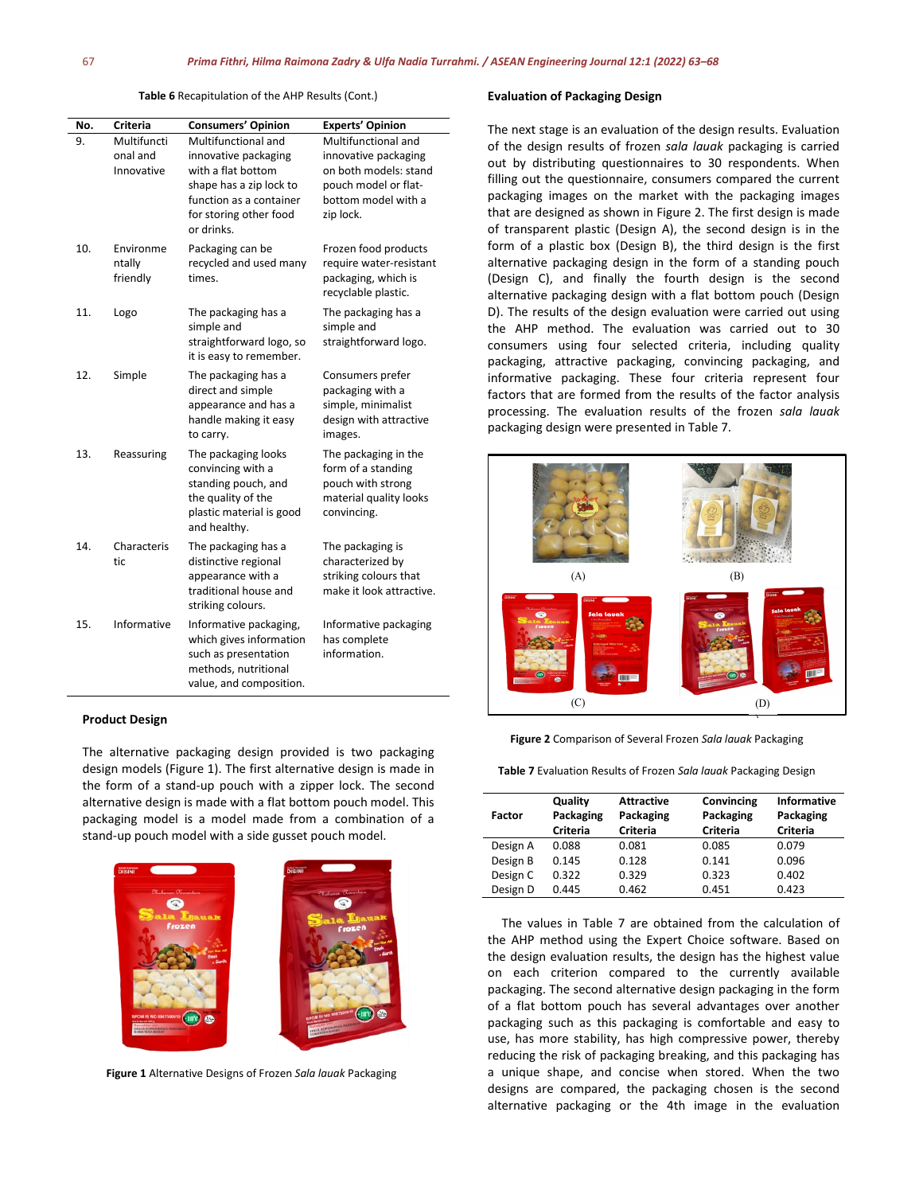**Table 6** Recapitulation of the AHP Results (Cont.)

| No. | Criteria | Consumers' Opinion | Experts' Opinion |
|---|---|---|---|
| 9. | Multifunctional and Innovative | Multifunctional and innovative packaging with a flat bottom shape has a zip lock to function as a container for storing other food or drinks. | Multifunctional and innovative packaging on both models: stand pouch model or flat-bottom model with a zip lock. |
| 10. | Environmentally friendly | Packaging can be recycled and used many times. | Frozen food products require water-resistant packaging, which is recyclable plastic. |
| 11. | Logo | The packaging has a simple and straightforward logo, so it is easy to remember. | The packaging has a simple and straightforward logo. |
| 12. | Simple | The packaging has a direct and simple appearance and has a handle making it easy to carry. | Consumers prefer packaging with a simple, minimalist design with attractive images. |
| 13. | Reassuring | The packaging looks convincing with a standing pouch, and the quality of the plastic material is good and healthy. | The packaging in the form of a standing pouch with strong material quality looks convincing. |
| 14. | Characteristic | The packaging has a distinctive regional appearance with a traditional house and striking colours. | The packaging is characterized by striking colours that make it look attractive. |
| 15. | Informative | Informative packaging, which gives information such as presentation methods, nutritional value, and composition. | Informative packaging has complete information. |

### Product Design

The alternative packaging design provided is two packaging design models (Figure 1). The first alternative design is made in the form of a stand-up pouch with a zipper lock. The second alternative design is made with a flat bottom pouch model. This packaging model is a model made from a combination of a stand-up pouch model with a side gusset pouch model.

**Figure 1** Alternative Designs of Frozen *Sala lauak* Packaging

### Evaluation of Packaging Design

The next stage is an evaluation of the design results. Evaluation of the design results of frozen *sala lauak* packaging is carried out by distributing questionnaires to 30 respondents. When filling out the questionnaire, consumers compared the current packaging images on the market with the packaging images that are designed as shown in Figure 2. The first design is made of transparent plastic (Design A), the second design is in the form of a plastic box (Design B), the third design is the first alternative packaging design in the form of a standing pouch (Design C), and finally the fourth design is the second alternative packaging design with a flat bottom pouch (Design D). The results of the design evaluation were carried out using the AHP method. The evaluation was carried out to 30 consumers using four selected criteria, including quality packaging, attractive packaging, convincing packaging, and informative packaging. These four criteria represent four factors that are formed from the results of the factor analysis processing. The evaluation results of the frozen *sala lauak* packaging design were presented in Table 7.

**Figure 2** Comparison of Several Frozen *Sala lauak* Packaging

**Table 7** Evaluation Results of Frozen *Sala lauak* Packaging Design

| Factor | Quality Packaging Criteria | Attractive Packaging Criteria | Convincing Packaging Criteria | Informative Packaging Criteria |
|---|---|---|---|---|
| Design A | 0.088 | 0.081 | 0.085 | 0.079 |
| Design B | 0.145 | 0.128 | 0.141 | 0.096 |
| Design C | 0.322 | 0.329 | 0.323 | 0.402 |
| Design D | 0.445 | 0.462 | 0.451 | 0.423 |

The values in Table 7 are obtained from the calculation of the AHP method using the Expert Choice software. Based on the design evaluation results, the design has the highest value on each criterion compared to the currently available packaging. The second alternative design packaging in the form of a flat bottom pouch has several advantages over another packaging such as this packaging is comfortable and easy to use, has more stability, has high compressive power, thereby reducing the risk of packaging breaking, and this packaging has a unique shape, and concise when stored. When the two designs are compared, the packaging chosen is the second alternative packaging or the 4th image in the evaluation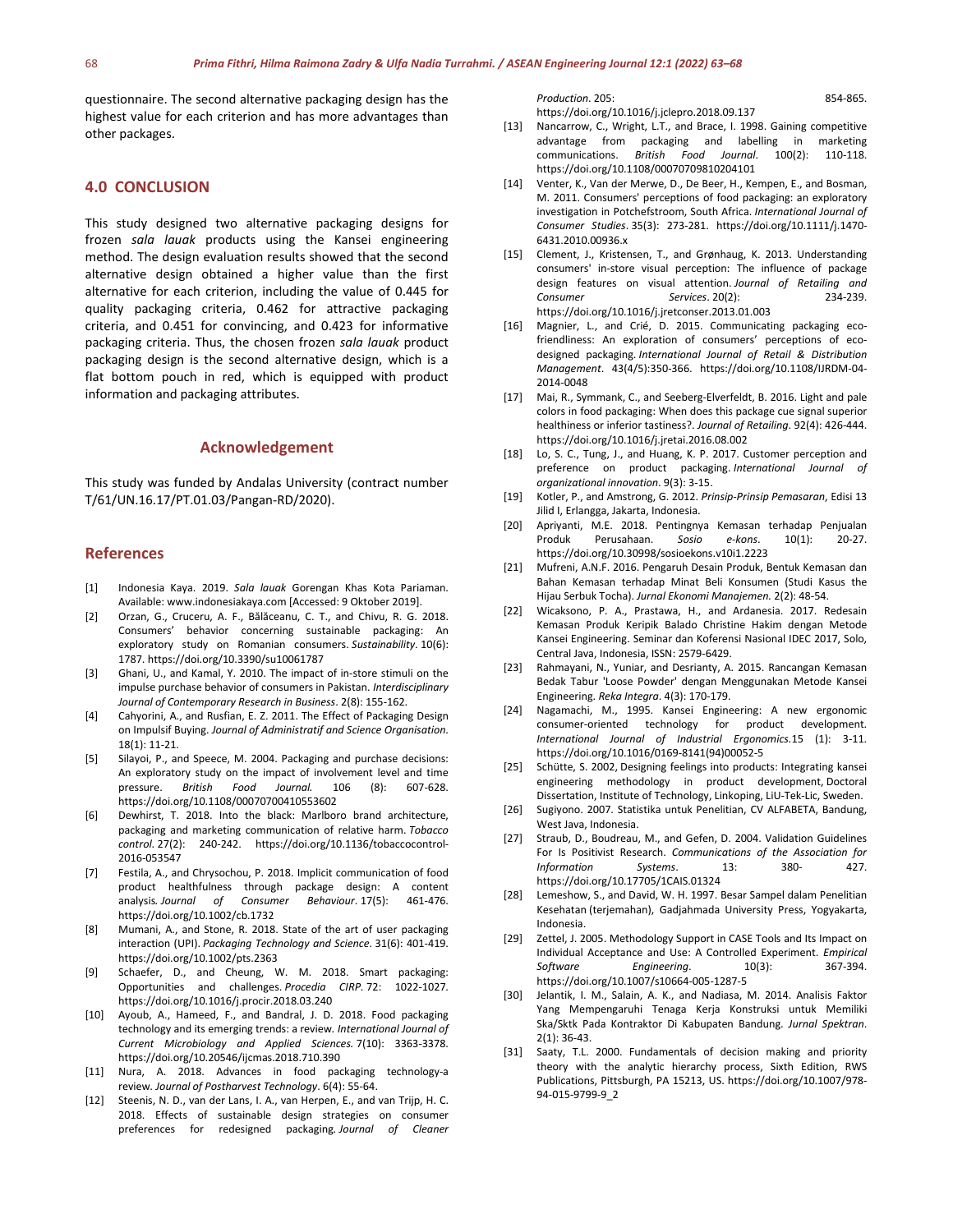questionnaire. The second alternative packaging design has the highest value for each criterion and has more advantages than other packages.

## 4.0 CONCLUSION

This study designed two alternative packaging designs for frozen *sala lauak* products using the Kansei engineering method. The design evaluation results showed that the second alternative design obtained a higher value than the first alternative for each criterion, including the value of 0.445 for quality packaging criteria, 0.462 for attractive packaging criteria, and 0.451 for convincing, and 0.423 for informative packaging criteria. Thus, the chosen frozen *sala lauak* product packaging design is the second alternative design, which is a flat bottom pouch in red, which is equipped with product information and packaging attributes.

## Acknowledgement

This study was funded by Andalas University (contract number T/61/UN.16.17/PT.01.03/Pangan-RD/2020).

## References

[1] Indonesia Kaya. 2019. *Sala lauak* Gorengan Khas Kota Pariaman. Available: www.indonesiakaya.com [Accessed: 9 Oktober 2019].

[2] Orzan, G., Cruceru, A. F., Bălăceanu, C. T., and Chivu, R. G. 2018. Consumers' behavior concerning sustainable packaging: An exploratory study on Romanian consumers. *Sustainability*. 10(6): 1787. https://doi.org/10.3390/su10061787

[3] Ghani, U., and Kamal, Y. 2010. The impact of in-store stimuli on the impulse purchase behavior of consumers in Pakistan. *Interdisciplinary Journal of Contemporary Research in Business*. 2(8): 155-162.

[4] Cahyorini, A., and Rusfian, E. Z. 2011. The Effect of Packaging Design on Impulsif Buying. *Journal of Administratif and Science Organisation*. 18(1): 11-21.

[5] Silayoi, P., and Speece, M. 2004. Packaging and purchase decisions: An exploratory study on the impact of involvement level and time pressure. *British Food Journal.* 106 (8): 607-628. https://doi.org/10.1108/00070700410553602

[6] Dewhirst, T. 2018. Into the black: Marlboro brand architecture, packaging and marketing communication of relative harm. *Tobacco control*. 27(2): 240-242. https://doi.org/10.1136/tobaccocontrol-2016-053547

[7] Festila, A., and Chrysochou, P. 2018. Implicit communication of food product healthfulness through package design: A content analysis. *Journal of Consumer Behaviour*. 17(5): 461-476. https://doi.org/10.1002/cb.1732

[8] Mumani, A., and Stone, R. 2018. State of the art of user packaging interaction (UPI). *Packaging Technology and Science*. 31(6): 401-419. https://doi.org/10.1002/pts.2363

[9] Schaefer, D., and Cheung, W. M. 2018. Smart packaging: Opportunities and challenges. *Procedia CIRP*. 72: 1022-1027. https://doi.org/10.1016/j.procir.2018.03.240

[10] Ayoub, A., Hameed, F., and Bandral, J. D. 2018. Food packaging technology and its emerging trends: a review. *International Journal of Current Microbiology and Applied Sciences.* 7(10): 3363-3378. https://doi.org/10.20546/ijcmas.2018.710.390

[11] Nura, A. 2018. Advances in food packaging technology-a review. *Journal of Postharvest Technology*. 6(4): 55-64.

[12] Steenis, N. D., van der Lans, I. A., van Herpen, E., and van Trijp, H. C. 2018. Effects of sustainable design strategies on consumer preferences for redesigned packaging. *Journal of Cleaner Production*. 205: 854-865. https://doi.org/10.1016/j.jclepro.2018.09.137

[13] Nancarrow, C., Wright, L.T., and Brace, I. 1998. Gaining competitive advantage from packaging and labelling in marketing communications. *British Food Journal*. 100(2): 110-118. https://doi.org/10.1108/00070709810204101

[14] Venter, K., Van der Merwe, D., De Beer, H., Kempen, E., and Bosman, M. 2011. Consumers' perceptions of food packaging: an exploratory investigation in Potchefstroom, South Africa. *International Journal of Consumer Studies*. 35(3): 273-281. https://doi.org/10.1111/j.1470-6431.2010.00936.x

[15] Clement, J., Kristensen, T., and Grønhaug, K. 2013. Understanding consumers' in-store visual perception: The influence of package design features on visual attention. *Journal of Retailing and Consumer Services*. 20(2): 234-239. https://doi.org/10.1016/j.jretconser.2013.01.003

[16] Magnier, L., and Crié, D. 2015. Communicating packaging eco-friendliness: An exploration of consumers' perceptions of eco-designed packaging. *International Journal of Retail & Distribution Management*. 43(4/5):350-366. https://doi.org/10.1108/IJRDM-04-2014-0048

[17] Mai, R., Symmank, C., and Seeberg-Elverfeldt, B. 2016. Light and pale colors in food packaging: When does this package cue signal superior healthiness or inferior tastiness?. *Journal of Retailing*. 92(4): 426-444. https://doi.org/10.1016/j.jretai.2016.08.002

[18] Lo, S. C., Tung, J., and Huang, K. P. 2017. Customer perception and preference on product packaging. *International Journal of organizational innovation*. 9(3): 3-15.

[19] Kotler, P., and Amstrong, G. 2012. *Prinsip-Prinsip Pemasaran*, Edisi 13 Jilid I, Erlangga, Jakarta, Indonesia.

[20] Apriyanti, M.E. 2018. Pentingnya Kemasan terhadap Penjualan Produk Perusahaan. *Sosio e-kons*. 10(1): 20-27. https://doi.org/10.30998/sosioekons.v10i1.2223

[21] Mufreni, A.N.F. 2016. Pengaruh Desain Produk, Bentuk Kemasan dan Bahan Kemasan terhadap Minat Beli Konsumen (Studi Kasus the Hijau Serbuk Tocha). *Jurnal Ekonomi Manajemen.* 2(2): 48-54.

[22] Wicaksono, P. A., Prastawa, H., and Ardanesia. 2017. Redesain Kemasan Produk Keripik Balado Christine Hakim dengan Metode Kansei Engineering. Seminar dan Koferensi Nasional IDEC 2017, Solo, Central Java, Indonesia, ISSN: 2579-6429.

[23] Rahmayani, N., Yuniar, and Desrianty, A. 2015. Rancangan Kemasan Bedak Tabur 'Loose Powder' dengan Menggunakan Metode Kansei Engineering. *Reka Integra*. 4(3): 170-179.

[24] Nagamachi, M., 1995. Kansei Engineering: A new ergonomic consumer-oriented technology for product development. *International Journal of Industrial Ergonomics.*15 (1): 3-11. https://doi.org/10.1016/0169-8141(94)00052-5

[25] Schütte, S. 2002, Designing feelings into products: Integrating kansei engineering methodology in product development, Doctoral Dissertation, Institute of Technology, Linkoping, LiU-Tek-Lic, Sweden.

[26] Sugiyono. 2007. Statistika untuk Penelitian, CV ALFABETA, Bandung, West Java, Indonesia.

[27] Straub, D., Boudreau, M., and Gefen, D. 2004. Validation Guidelines For Is Positivist Research. *Communications of the Association for Information Systems*. 13: 380- 427. https://doi.org/10.17705/1CAIS.01324

[28] Lemeshow, S., and David, W. H. 1997. Besar Sampel dalam Penelitian Kesehatan (terjemahan), Gadjahmada University Press, Yogyakarta, Indonesia.

[29] Zettel, J. 2005. Methodology Support in CASE Tools and Its Impact on Individual Acceptance and Use: A Controlled Experiment. *Empirical Software Engineering*. 10(3): 367-394. https://doi.org/10.1007/s10664-005-1287-5

[30] Jelantik, I. M., Salain, A. K., and Nadiasa, M. 2014. Analisis Faktor Yang Mempengaruhi Tenaga Kerja Konstruksi untuk Memiliki Ska/Sktk Pada Kontraktor Di Kabupaten Bandung. *Jurnal Spektran*. 2(1): 36-43.

[31] Saaty, T.L. 2000. Fundamentals of decision making and priority theory with the analytic hierarchy process, Sixth Edition, RWS Publications, Pittsburgh, PA 15213, US. https://doi.org/10.1007/978-94-015-9799-9_2